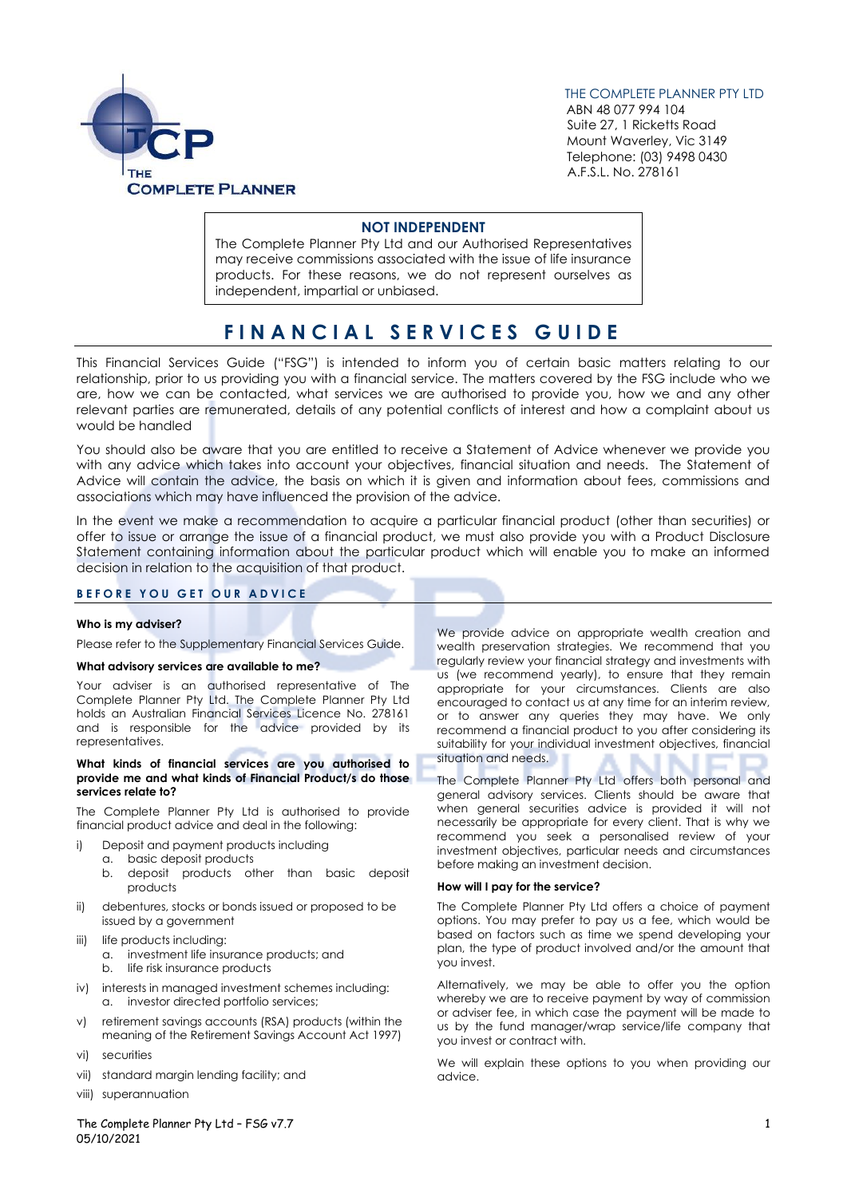THE COMPLETE PLANNER PTY LTD
ABN 48 077 994 104
Suite 27, 1 Ricketts Road
Mount Waverley, Vic 3149
Telephone: (03) 9498 0430
A.F.S.L. No. 278161

**NOT INDEPENDENT**

The Complete Planner Pty Ltd and our Authorised Representatives may receive commissions associated with the issue of life insurance products. For these reasons, we do not represent ourselves as independent, impartial or unbiased.

# FINANCIAL SERVICES GUIDE

This Financial Services Guide ("FSG") is intended to inform you of certain basic matters relating to our relationship, prior to us providing you with a financial service. The matters covered by the FSG include who we are, how we can be contacted, what services we are authorised to provide you, how we and any other relevant parties are remunerated, details of any potential conflicts of interest and how a complaint about us would be handled

You should also be aware that you are entitled to receive a Statement of Advice whenever we provide you with any advice which takes into account your objectives, financial situation and needs. The Statement of Advice will contain the advice, the basis on which it is given and information about fees, commissions and associations which may have influenced the provision of the advice.

In the event we make a recommendation to acquire a particular financial product (other than securities) or offer to issue or arrange the issue of a financial product, we must also provide you with a Product Disclosure Statement containing information about the particular product which will enable you to make an informed decision in relation to the acquisition of that product.

## BEFORE YOU GET OUR ADVICE

### Who is my adviser?

Please refer to the Supplementary Financial Services Guide.

### What advisory services are available to me?

Your adviser is an authorised representative of The Complete Planner Pty Ltd. The Complete Planner Pty Ltd holds an Australian Financial Services Licence No. 278161 and is responsible for the advice provided by its representatives.

### What kinds of financial services are you authorised to provide me and what kinds of Financial Product/s do those services relate to?

The Complete Planner Pty Ltd is authorised to provide financial product advice and deal in the following:

i) Deposit and payment products including
   a. basic deposit products
   b. deposit products other than basic deposit products
ii) debentures, stocks or bonds issued or proposed to be issued by a government
iii) life products including:
   a. investment life insurance products; and
   b. life risk insurance products
iv) interests in managed investment schemes including:
   a. investor directed portfolio services;
v) retirement savings accounts (RSA) products (within the meaning of the Retirement Savings Account Act 1997)
vi) securities
vii) standard margin lending facility; and
viii) superannuation

We provide advice on appropriate wealth creation and wealth preservation strategies. We recommend that you regularly review your financial strategy and investments with us (we recommend yearly), to ensure that they remain appropriate for your circumstances. Clients are also encouraged to contact us at any time for an interim review, or to answer any queries they may have. We only recommend a financial product to you after considering its suitability for your individual investment objectives, financial situation and needs.

The Complete Planner Pty Ltd offers both personal and general advisory services. Clients should be aware that when general securities advice is provided it will not necessarily be appropriate for every client. That is why we recommend you seek a personalised review of your investment objectives, particular needs and circumstances before making an investment decision.

### How will I pay for the service?

The Complete Planner Pty Ltd offers a choice of payment options. You may prefer to pay us a fee, which would be based on factors such as time we spend developing your plan, the type of product involved and/or the amount that you invest.

Alternatively, we may be able to offer you the option whereby we are to receive payment by way of commission or adviser fee, in which case the payment will be made to us by the fund manager/wrap service/life company that you invest or contract with.

We will explain these options to you when providing our advice.

The Complete Planner Pty Ltd – FSG v7.7
05/10/2021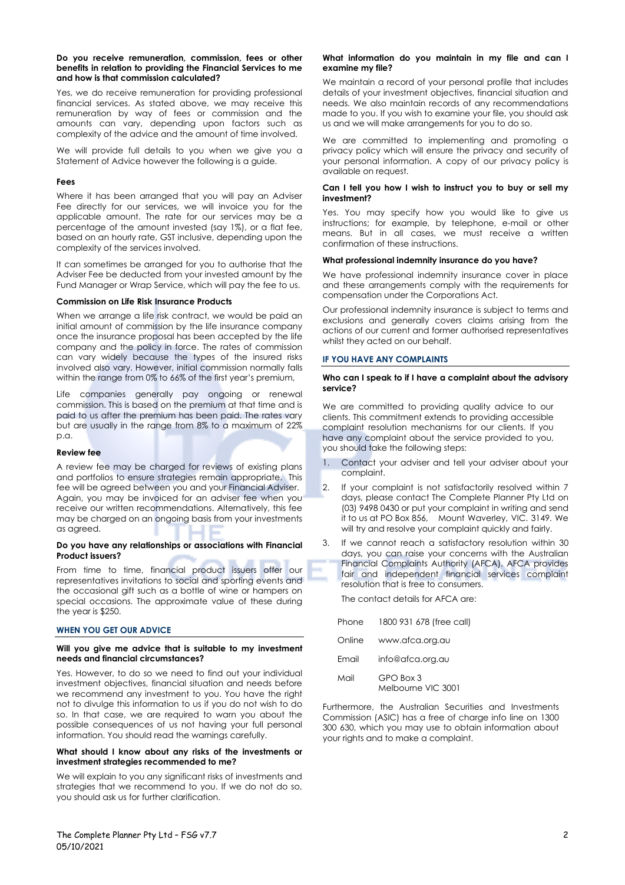**Do you receive remuneration, commission, fees or other benefits in relation to providing the Financial Services to me and how is that commission calculated?**

Yes, we do receive remuneration for providing professional financial services. As stated above, we may receive this remuneration by way of fees or commission and the amounts can vary, depending upon factors such as complexity of the advice and the amount of time involved.

We will provide full details to you when we give you a Statement of Advice however the following is a guide.

**Fees**

Where it has been arranged that you will pay an Adviser Fee directly for our services, we will invoice you for the applicable amount. The rate for our services may be a percentage of the amount invested (say 1%), or a flat fee, based on an hourly rate, GST inclusive, depending upon the complexity of the services involved.

It can sometimes be arranged for you to authorise that the Adviser Fee be deducted from your invested amount by the Fund Manager or Wrap Service, which will pay the fee to us.

**Commission on Life Risk Insurance Products**

When we arrange a life risk contract, we would be paid an initial amount of commission by the life insurance company once the insurance proposal has been accepted by the life company and the policy in force. The rates of commission can vary widely because the types of the insured risks involved also vary. However, initial commission normally falls within the range from 0% to 66% of the first year's premium,

Life companies generally pay ongoing or renewal commission. This is based on the premium at that time and is paid to us after the premium has been paid. The rates vary but are usually in the range from 8% to a maximum of 22% p.a.

**Review fee**

A review fee may be charged for reviews of existing plans and portfolios to ensure strategies remain appropriate. This fee will be agreed between you and your Financial Adviser. Again, you may be invoiced for an adviser fee when you receive our written recommendations. Alternatively, this fee may be charged on an ongoing basis from your investments as agreed.

**Do you have any relationships or associations with Financial Product issuers?**

From time to time, financial product issuers offer our representatives invitations to social and sporting events and the occasional gift such as a bottle of wine or hampers on special occasions. The approximate value of these during the year is $250.

## WHEN YOU GET OUR ADVICE

**Will you give me advice that is suitable to my investment needs and financial circumstances?**

Yes. However, to do so we need to find out your individual investment objectives, financial situation and needs before we recommend any investment to you. You have the right not to divulge this information to us if you do not wish to do so. In that case, we are required to warn you about the possible consequences of us not having your full personal information. You should read the warnings carefully.

**What should I know about any risks of the investments or investment strategies recommended to me?**

We will explain to you any significant risks of investments and strategies that we recommend to you. If we do not do so, you should ask us for further clarification.

**What information do you maintain in my file and can I examine my file?**

We maintain a record of your personal profile that includes details of your investment objectives, financial situation and needs. We also maintain records of any recommendations made to you. If you wish to examine your file, you should ask us and we will make arrangements for you to do so.

We are committed to implementing and promoting a privacy policy which will ensure the privacy and security of your personal information. A copy of our privacy policy is available on request.

**Can I tell you how I wish to instruct you to buy or sell my investment?**

Yes. You may specify how you would like to give us instructions; for example, by telephone, e-mail or other means. But in all cases, we must receive a written confirmation of these instructions.

**What professional indemnity insurance do you have?**

We have professional indemnity insurance cover in place and these arrangements comply with the requirements for compensation under the Corporations Act.

Our professional indemnity insurance is subject to terms and exclusions and generally covers claims arising from the actions of our current and former authorised representatives whilst they acted on our behalf.

## IF YOU HAVE ANY COMPLAINTS

**Who can I speak to if I have a complaint about the advisory service?**

We are committed to providing quality advice to our clients. This commitment extends to providing accessible complaint resolution mechanisms for our clients. If you have any complaint about the service provided to you, you should take the following steps:

1. Contact your adviser and tell your adviser about your complaint.
2. If your complaint is not satisfactorily resolved within 7 days, please contact The Complete Planner Pty Ltd on (03) 9498 0430 or put your complaint in writing and send it to us at PO Box 856, Mount Waverley, VIC. 3149. We will try and resolve your complaint quickly and fairly.
3. If we cannot reach a satisfactory resolution within 30 days, you can raise your concerns with the Australian Financial Complaints Authority (AFCA). AFCA provides fair and independent financial services complaint resolution that is free to consumers.

   The contact details for AFCA are:

| | |
|---|---|
| Phone | 1800 931 678 (free call) |
| Online | www.afca.org.au |
| Email | info@afca.org.au |
| Mail | GPO Box 3<br>Melbourne VIC 3001 |

Furthermore, the Australian Securities and Investments Commission (ASIC) has a free of charge info line on 1300 300 630, which you may use to obtain information about your rights and to make a complaint.

The Complete Planner Pty Ltd – FSG v7.7
05/10/2021